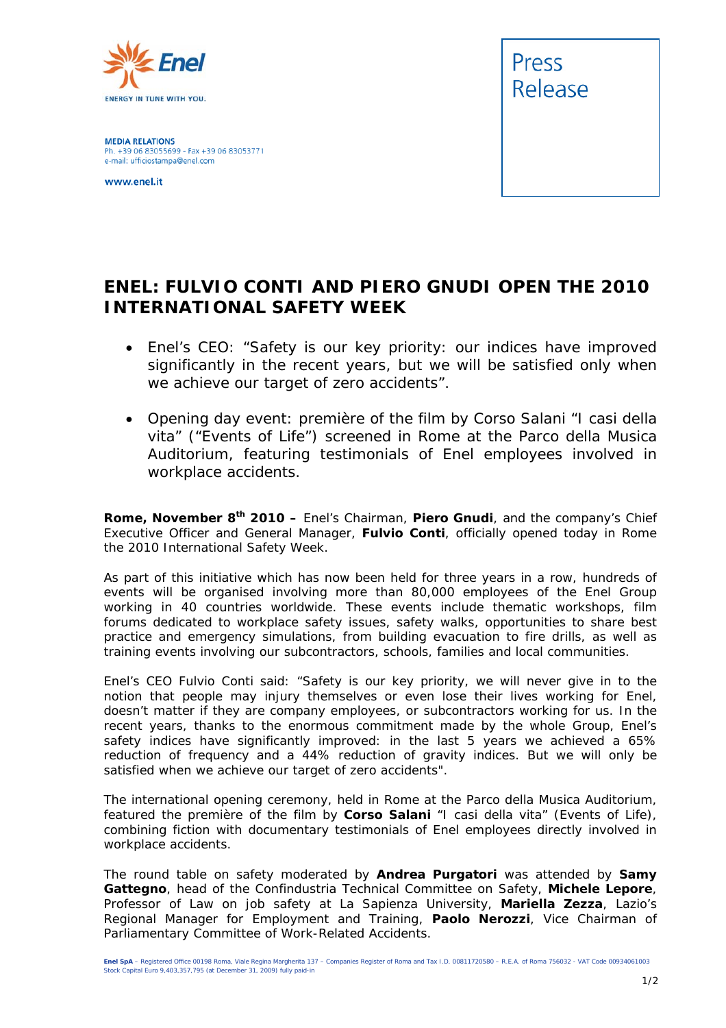**Enel**

ENERGY IN TUNE WITH YOU.

**MEDIA RELATIONS**
Ph. +39 06 83055699 - Fax +39 06 83053771
e-mail: ufficiostampa@enel.com

www.enel.it

Press Release

# ENEL: FULVIO CONTI AND PIERO GNUDI OPEN THE 2010 INTERNATIONAL SAFETY WEEK

- Enel's CEO: "Safety is our key priority: our indices have improved significantly in the recent years, but we will be satisfied only when we achieve our target of zero accidents".
- Opening day event: première of the film by Corso Salani "I casi della vita" ("Events of Life") screened in Rome at the Parco della Musica Auditorium, featuring testimonials of Enel employees involved in workplace accidents.

**Rome, November 8th 2010 –** Enel's Chairman, **Piero Gnudi**, and the company's Chief Executive Officer and General Manager, **Fulvio Conti**, officially opened today in Rome the 2010 International Safety Week.

As part of this initiative which has now been held for three years in a row, hundreds of events will be organised involving more than 80,000 employees of the Enel Group working in 40 countries worldwide. These events include thematic workshops, film forums dedicated to workplace safety issues, safety walks, opportunities to share best practice and emergency simulations, from building evacuation to fire drills, as well as training events involving our subcontractors, schools, families and local communities.

Enel's CEO Fulvio Conti said: "Safety is our key priority, we will never give in to the notion that people may injury themselves or even lose their lives working for Enel, doesn't matter if they are company employees, or subcontractors working for us. In the recent years, thanks to the enormous commitment made by the whole Group, Enel's safety indices have significantly improved: in the last 5 years we achieved a 65% reduction of frequency and a 44% reduction of gravity indices. But we will only be satisfied when we achieve our target of zero accidents".

The international opening ceremony, held in Rome at the Parco della Musica Auditorium, featured the première of the film by **Corso Salani** "I casi della vita" (Events of Life), combining fiction with documentary testimonials of Enel employees directly involved in workplace accidents.

The round table on safety moderated by **Andrea Purgatori** was attended by **Samy Gattegno**, head of the Confindustria Technical Committee on Safety, **Michele Lepore**, Professor of Law on job safety at La Sapienza University, **Mariella Zezza**, Lazio's Regional Manager for Employment and Training, **Paolo Nerozzi**, Vice Chairman of Parliamentary Committee of Work-Related Accidents.

**Enel SpA** – Registered Office 00198 Roma, Viale Regina Margherita 137 – Companies Register of Roma and Tax I.D. 00811720580 – R.E.A. of Roma 756032 - VAT Code 00934061003
Stock Capital Euro 9,403,357,795 (at December 31, 2009) fully paid-in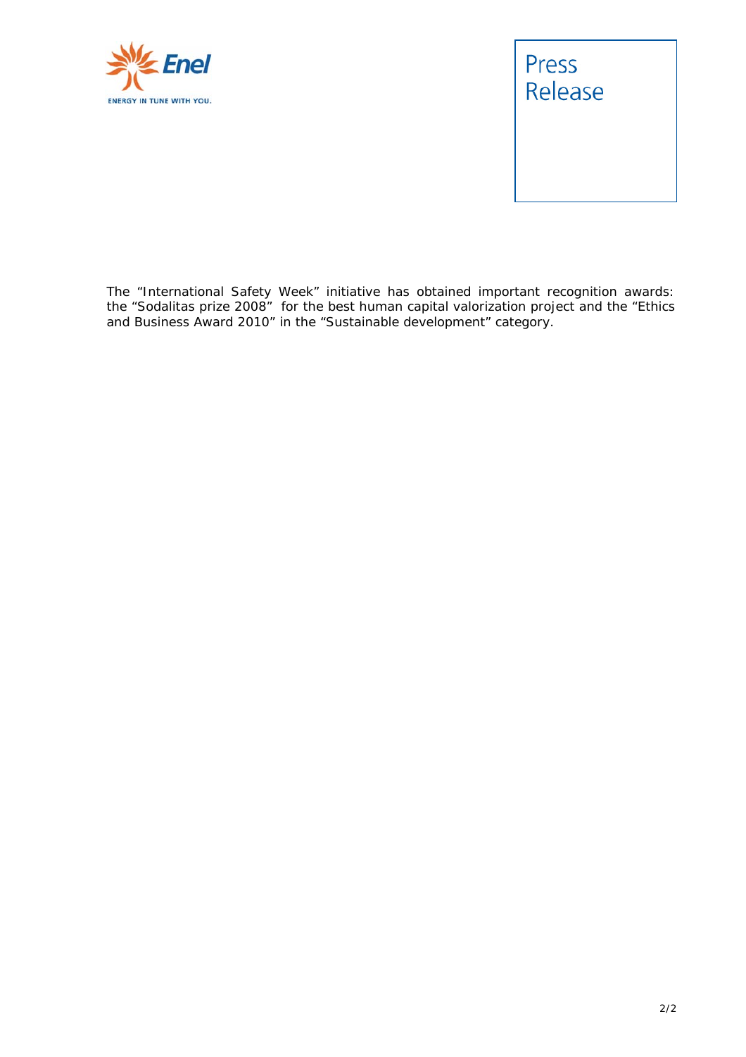The "International Safety Week" initiative has obtained important recognition awards: the "Sodalitas prize 2008" for the best human capital valorization project and the "Ethics and Business Award 2010" in the "Sustainable development" category.